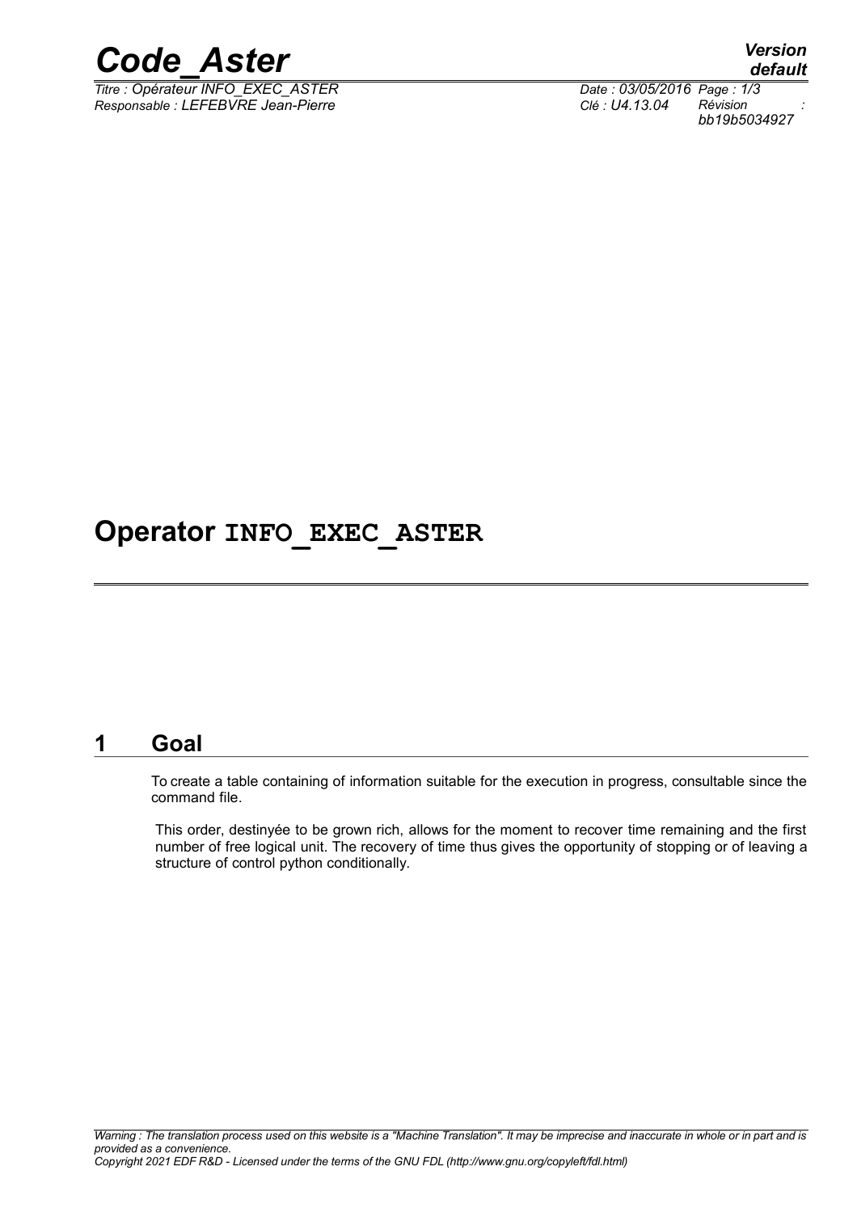# Operator INFO_EXEC_ASTER

## 1 Goal

To create a table containing of information suitable for the execution in progress, consultable since the command file.

This order, destinyée to be grown rich, allows for the moment to recover time remaining and the first number of free logical unit. The recovery of time thus gives the opportunity of stopping or of leaving a structure of control python conditionally.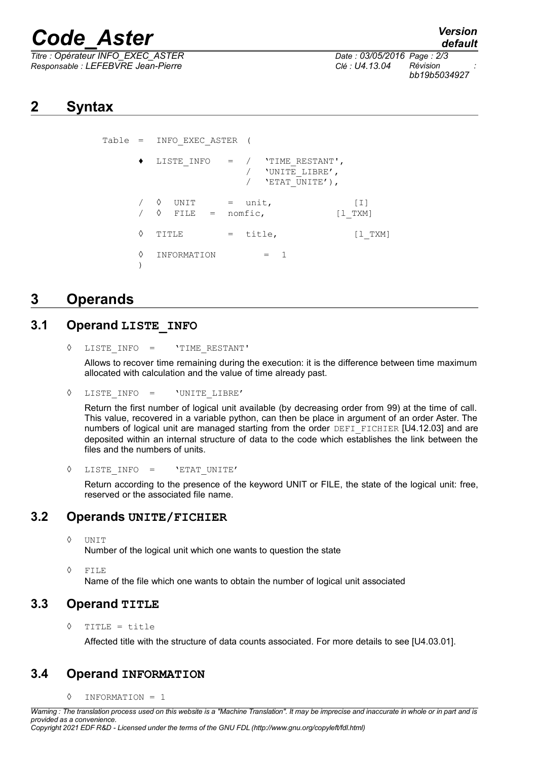# 2 Syntax

```
Table =  INFO_EXEC_ASTER  (

     ♦  LISTE_INFO    =  /  'TIME_RESTANT',
                         /  'UNITE_LIBRE',
                         /  'ETAT_UNITE'),

     /  ◊  UNIT      =  unit,              [I]
     /  ◊  FILE   =  nomfic,            [l_TXM]

     ◊  TITLE        =  title,             [l_TXM]

     ◊  INFORMATION        =  1
     )
```

# 3 Operands

## 3.1 Operand LISTE_INFO

◊ `LISTE_INFO = 'TIME_RESTANT'`

Allows to recover time remaining during the execution: it is the difference between time maximum allocated with calculation and the value of time already past.

◊ `LISTE_INFO = 'UNITE_LIBRE'`

Return the first number of logical unit available (by decreasing order from 99) at the time of call. This value, recovered in a variable python, can then be place in argument of an order Aster. The numbers of logical unit are managed starting from the order `DEFI_FICHIER` [U4.12.03] and are deposited within an internal structure of data to the code which establishes the link between the files and the numbers of units.

◊ `LISTE_INFO = 'ETAT_UNITE'`

Return according to the presence of the keyword UNIT or FILE, the state of the logical unit: free, reserved or the associated file name.

## 3.2 Operands UNITE/FICHIER

◊ `UNIT`
Number of the logical unit which one wants to question the state

◊ `FILE`
Name of the file which one wants to obtain the number of logical unit associated

## 3.3 Operand TITLE

◊ `TITLE = title`

Affected title with the structure of data counts associated. For more details to see [U4.03.01].

## 3.4 Operand INFORMATION

◊ `INFORMATION = 1`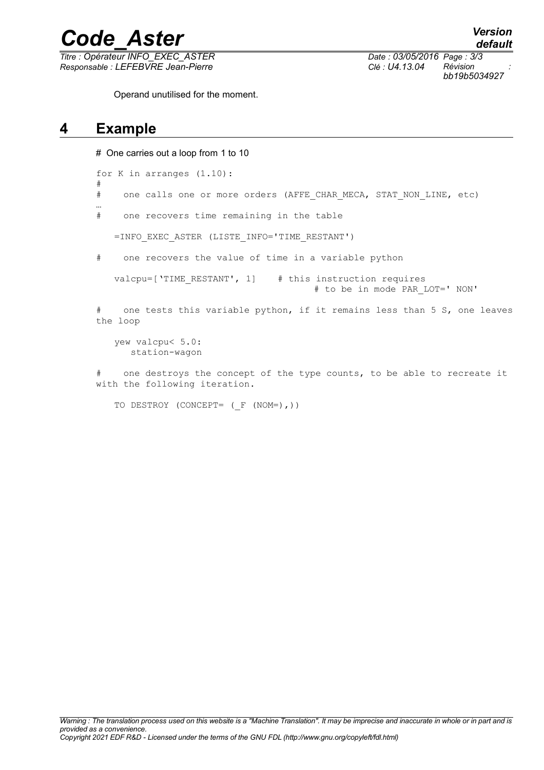Operand unutilised for the moment.

## 4 Example

```
# One carries out a loop from 1 to 10

for K in arranges (1.10):
#
#    one calls one or more orders (AFFE_CHAR_MECA, STAT_NON_LINE, etc)
…
#    one recovers time remaining in the table

   =INFO_EXEC_ASTER (LISTE_INFO='TIME_RESTANT')

#    one recovers the value of time in a variable python

   valcpu=['TIME_RESTANT', 1]    # this instruction requires
                                   # to be in mode PAR_LOT=' NON'

#    one tests this variable python, if it remains less than 5 S, one leaves
the loop

   yew valcpu< 5.0:
      station-wagon

#    one destroys the concept of the type counts, to be able to recreate it
with the following iteration.

   TO DESTROY (CONCEPT= (_F (NOM=),))
```